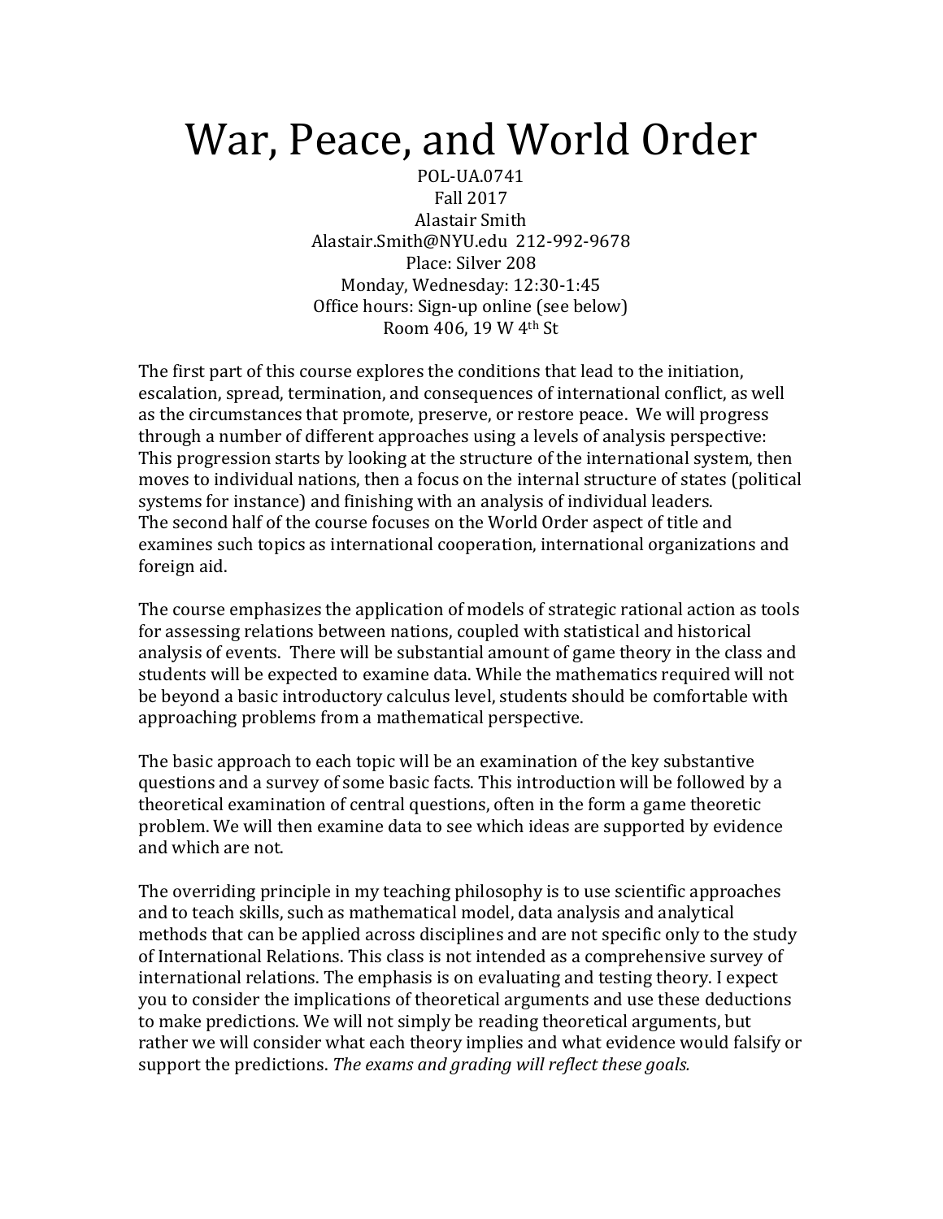# War, Peace, and World Order

POL-UA.0741
Fall 2017
Alastair Smith
Alastair.Smith@NYU.edu 212-992-9678
Place: Silver 208
Monday, Wednesday: 12:30-1:45
Office hours: Sign-up online (see below)
Room 406, 19 W 4th St

The first part of this course explores the conditions that lead to the initiation, escalation, spread, termination, and consequences of international conflict, as well as the circumstances that promote, preserve, or restore peace. We will progress through a number of different approaches using a levels of analysis perspective: This progression starts by looking at the structure of the international system, then moves to individual nations, then a focus on the internal structure of states (political systems for instance) and finishing with an analysis of individual leaders.
The second half of the course focuses on the World Order aspect of title and examines such topics as international cooperation, international organizations and foreign aid.

The course emphasizes the application of models of strategic rational action as tools for assessing relations between nations, coupled with statistical and historical analysis of events. There will be substantial amount of game theory in the class and students will be expected to examine data. While the mathematics required will not be beyond a basic introductory calculus level, students should be comfortable with approaching problems from a mathematical perspective.

The basic approach to each topic will be an examination of the key substantive questions and a survey of some basic facts. This introduction will be followed by a theoretical examination of central questions, often in the form a game theoretic problem. We will then examine data to see which ideas are supported by evidence and which are not.

The overriding principle in my teaching philosophy is to use scientific approaches and to teach skills, such as mathematical model, data analysis and analytical methods that can be applied across disciplines and are not specific only to the study of International Relations. This class is not intended as a comprehensive survey of international relations. The emphasis is on evaluating and testing theory. I expect you to consider the implications of theoretical arguments and use these deductions to make predictions. We will not simply be reading theoretical arguments, but rather we will consider what each theory implies and what evidence would falsify or support the predictions. *The exams and grading will reflect these goals.*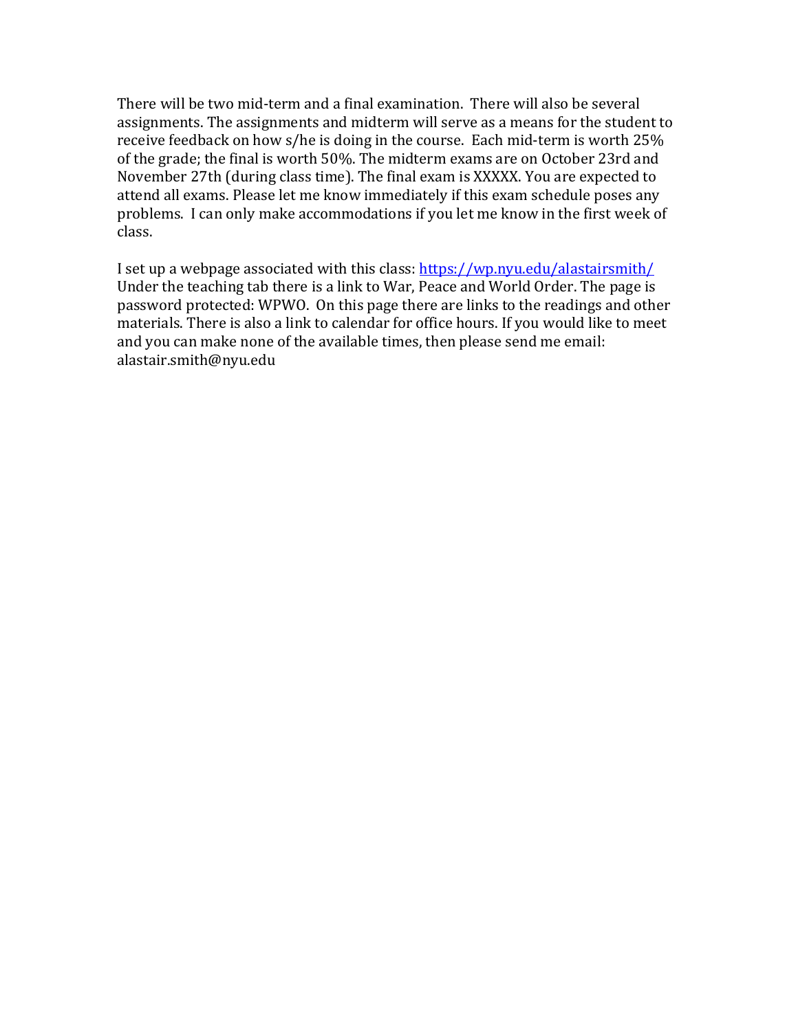There will be two mid-term and a final examination. There will also be several assignments. The assignments and midterm will serve as a means for the student to receive feedback on how s/he is doing in the course. Each mid-term is worth 25% of the grade; the final is worth 50%. The midterm exams are on October 23rd and November 27th (during class time). The final exam is XXXXX. You are expected to attend all exams. Please let me know immediately if this exam schedule poses any problems. I can only make accommodations if you let me know in the first week of class.

I set up a webpage associated with this class: https://wp.nyu.edu/alastairsmith/ Under the teaching tab there is a link to War, Peace and World Order. The page is password protected: WPWO. On this page there are links to the readings and other materials. There is also a link to calendar for office hours. If you would like to meet and you can make none of the available times, then please send me email: alastair.smith@nyu.edu